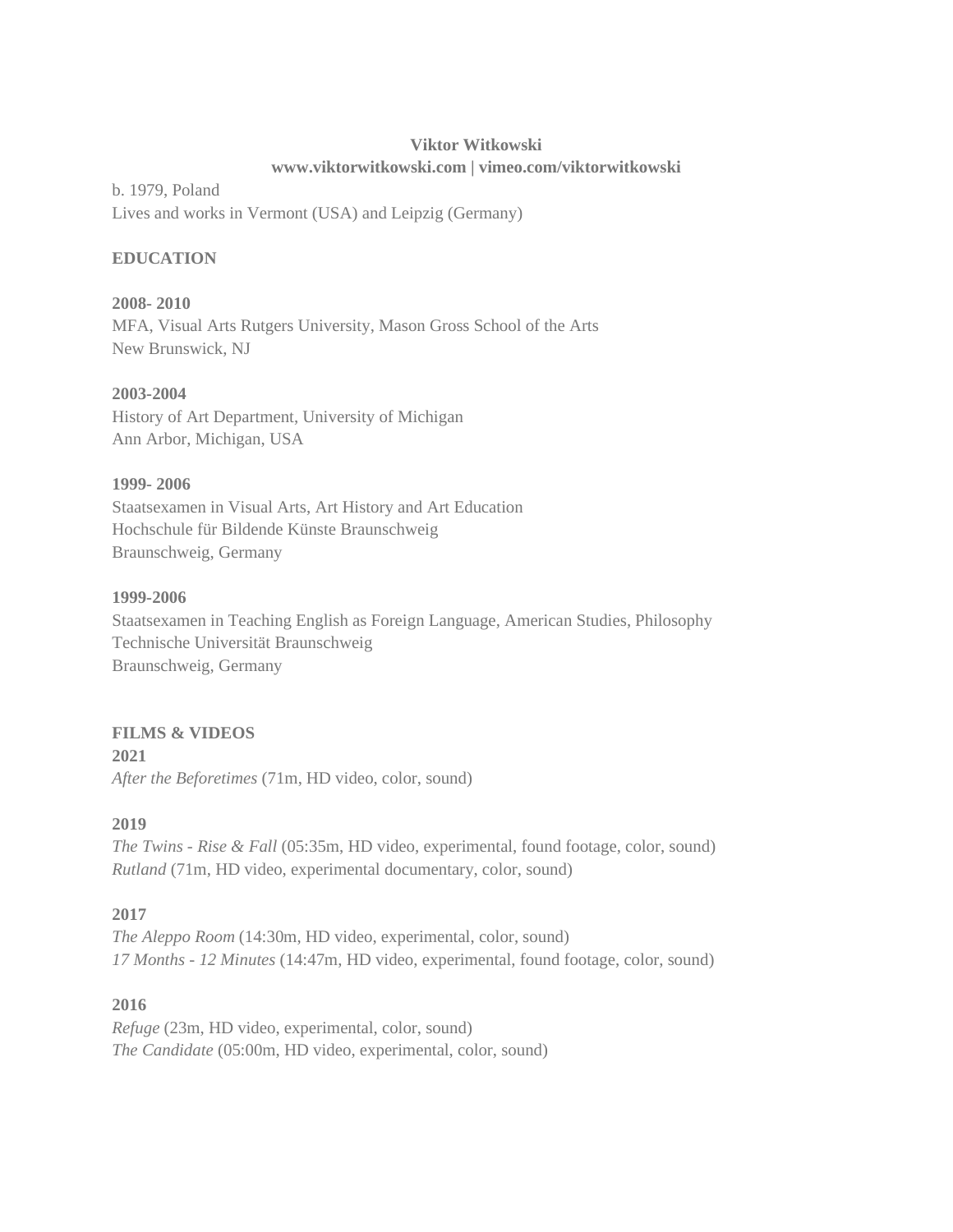**Viktor Witkowski**
**www.viktorwitkowski.com | vimeo.com/viktorwitkowski**

b. 1979, Poland
Lives and works in Vermont (USA) and Leipzig (Germany)

## EDUCATION

**2008- 2010**
MFA, Visual Arts Rutgers University, Mason Gross School of the Arts
New Brunswick, NJ

**2003-2004**
History of Art Department, University of Michigan
Ann Arbor, Michigan, USA

**1999- 2006**
Staatsexamen in Visual Arts, Art History and Art Education
Hochschule für Bildende Künste Braunschweig
Braunschweig, Germany

**1999-2006**
Staatsexamen in Teaching English as Foreign Language, American Studies, Philosophy
Technische Universität Braunschweig
Braunschweig, Germany

## FILMS & VIDEOS

**2021**
*After the Beforetimes* (71m, HD video, color, sound)

**2019**
*The Twins - Rise & Fall* (05:35m, HD video, experimental, found footage, color, sound)
*Rutland* (71m, HD video, experimental documentary, color, sound)

**2017**
*The Aleppo Room* (14:30m, HD video, experimental, color, sound)
*17 Months - 12 Minutes* (14:47m, HD video, experimental, found footage, color, sound)

**2016**
*Refuge* (23m, HD video, experimental, color, sound)
*The Candidate* (05:00m, HD video, experimental, color, sound)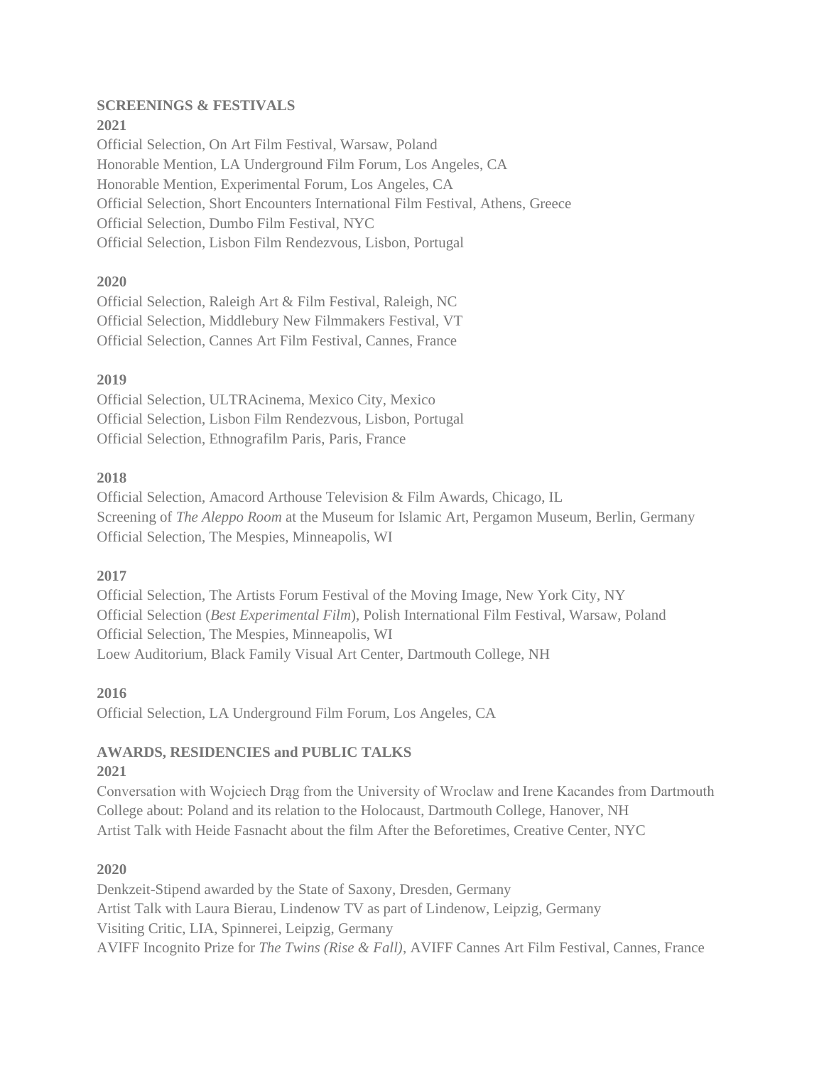**SCREENINGS & FESTIVALS**

**2021**

Official Selection, On Art Film Festival, Warsaw, Poland
Honorable Mention, LA Underground Film Forum, Los Angeles, CA
Honorable Mention, Experimental Forum, Los Angeles, CA
Official Selection, Short Encounters International Film Festival, Athens, Greece
Official Selection, Dumbo Film Festival, NYC
Official Selection, Lisbon Film Rendezvous, Lisbon, Portugal

**2020**

Official Selection, Raleigh Art & Film Festival, Raleigh, NC
Official Selection, Middlebury New Filmmakers Festival, VT
Official Selection, Cannes Art Film Festival, Cannes, France

**2019**

Official Selection, ULTRAcinema, Mexico City, Mexico
Official Selection, Lisbon Film Rendezvous, Lisbon, Portugal
Official Selection, Ethnografilm Paris, Paris, France

**2018**

Official Selection, Amacord Arthouse Television & Film Awards, Chicago, IL
Screening of *The Aleppo Room* at the Museum for Islamic Art, Pergamon Museum, Berlin, Germany
Official Selection, The Mespies, Minneapolis, WI

**2017**

Official Selection, The Artists Forum Festival of the Moving Image, New York City, NY
Official Selection (*Best Experimental Film*), Polish International Film Festival, Warsaw, Poland
Official Selection, The Mespies, Minneapolis, WI
Loew Auditorium, Black Family Visual Art Center, Dartmouth College, NH

**2016**

Official Selection, LA Underground Film Forum, Los Angeles, CA

**AWARDS, RESIDENCIES and PUBLIC TALKS**

**2021**

Conversation with Wojciech Drąg from the University of Wroclaw and Irene Kacandes from Dartmouth College about: Poland and its relation to the Holocaust, Dartmouth College, Hanover, NH
Artist Talk with Heide Fasnacht about the film After the Beforetimes, Creative Center, NYC

**2020**

Denkzeit-Stipend awarded by the State of Saxony, Dresden, Germany
Artist Talk with Laura Bierau, Lindenow TV as part of Lindenow, Leipzig, Germany
Visiting Critic, LIA, Spinnerei, Leipzig, Germany
AVIFF Incognito Prize for *The Twins (Rise & Fall)*, AVIFF Cannes Art Film Festival, Cannes, France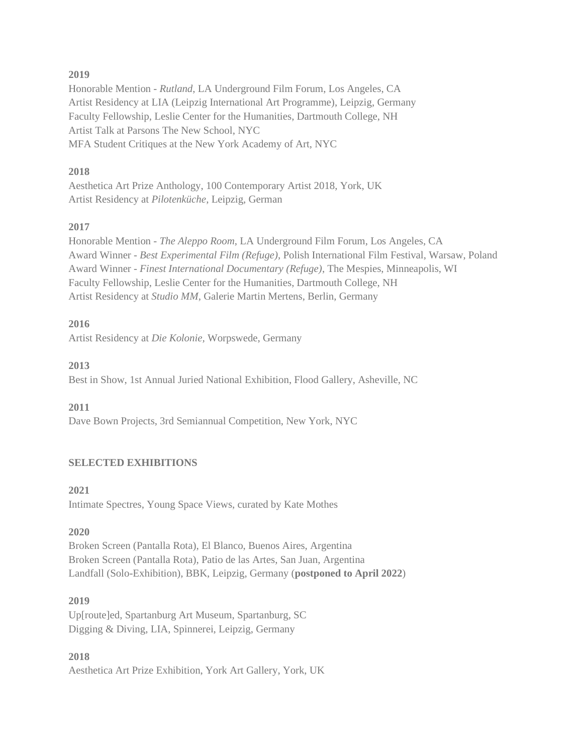**2019**

Honorable Mention - *Rutland*, LA Underground Film Forum, Los Angeles, CA
Artist Residency at LIA (Leipzig International Art Programme), Leipzig, Germany
Faculty Fellowship, Leslie Center for the Humanities, Dartmouth College, NH
Artist Talk at Parsons The New School, NYC
MFA Student Critiques at the New York Academy of Art, NYC

**2018**

Aesthetica Art Prize Anthology, 100 Contemporary Artist 2018, York, UK
Artist Residency at *Pilotenküche*, Leipzig, German

**2017**

Honorable Mention - *The Aleppo Room*, LA Underground Film Forum, Los Angeles, CA
Award Winner - *Best Experimental Film (Refuge)*, Polish International Film Festival, Warsaw, Poland
Award Winner - *Finest International Documentary (Refuge)*, The Mespies, Minneapolis, WI
Faculty Fellowship, Leslie Center for the Humanities, Dartmouth College, NH
Artist Residency at *Studio MM*, Galerie Martin Mertens, Berlin, Germany

**2016**

Artist Residency at *Die Kolonie*, Worpswede, Germany

**2013**

Best in Show, 1st Annual Juried National Exhibition, Flood Gallery, Asheville, NC

**2011**

Dave Bown Projects, 3rd Semiannual Competition, New York, NYC

**SELECTED EXHIBITIONS**

**2021**

Intimate Spectres, Young Space Views, curated by Kate Mothes

**2020**

Broken Screen (Pantalla Rota), El Blanco, Buenos Aires, Argentina
Broken Screen (Pantalla Rota), Patio de las Artes, San Juan, Argentina
Landfall (Solo-Exhibition), BBK, Leipzig, Germany (**postponed to April 2022**)

**2019**

Up[route]ed, Spartanburg Art Museum, Spartanburg, SC
Digging & Diving, LIA, Spinnerei, Leipzig, Germany

**2018**

Aesthetica Art Prize Exhibition, York Art Gallery, York, UK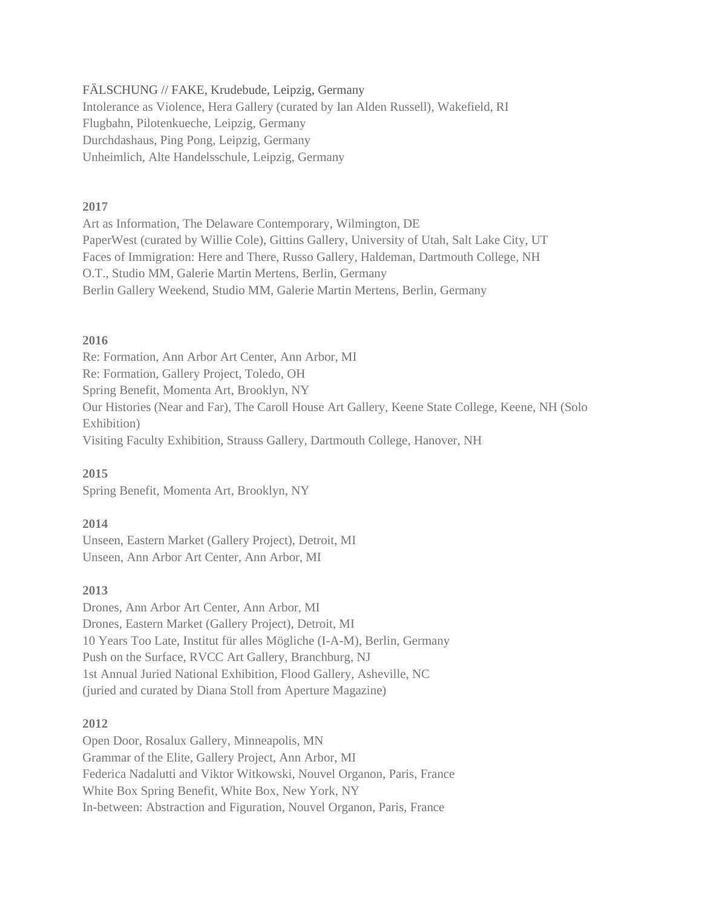FÄLSCHUNG // FAKE, Krudebude, Leipzig, Germany
Intolerance as Violence, Hera Gallery (curated by Ian Alden Russell), Wakefield, RI
Flugbahn, Pilotenkueche, Leipzig, Germany
Durchdashaus, Ping Pong, Leipzig, Germany
Unheimlich, Alte Handelsschule, Leipzig, Germany

**2017**

Art as Information, The Delaware Contemporary, Wilmington, DE
PaperWest (curated by Willie Cole), Gittins Gallery, University of Utah, Salt Lake City, UT
Faces of Immigration: Here and There, Russo Gallery, Haldeman, Dartmouth College, NH
O.T., Studio MM, Galerie Martin Mertens, Berlin, Germany
Berlin Gallery Weekend, Studio MM, Galerie Martin Mertens, Berlin, Germany

**2016**

Re: Formation, Ann Arbor Art Center, Ann Arbor, MI
Re: Formation, Gallery Project, Toledo, OH
Spring Benefit, Momenta Art, Brooklyn, NY
Our Histories (Near and Far), The Caroll House Art Gallery, Keene State College, Keene, NH (Solo Exhibition)
Visiting Faculty Exhibition, Strauss Gallery, Dartmouth College, Hanover, NH

**2015**

Spring Benefit, Momenta Art, Brooklyn, NY

**2014**

Unseen, Eastern Market (Gallery Project), Detroit, MI
Unseen, Ann Arbor Art Center, Ann Arbor, MI

**2013**

Drones, Ann Arbor Art Center, Ann Arbor, MI
Drones, Eastern Market (Gallery Project), Detroit, MI
10 Years Too Late, Institut für alles Mögliche (I-A-M), Berlin, Germany
Push on the Surface, RVCC Art Gallery, Branchburg, NJ
1st Annual Juried National Exhibition, Flood Gallery, Asheville, NC
(juried and curated by Diana Stoll from Aperture Magazine)

**2012**

Open Door, Rosalux Gallery, Minneapolis, MN
Grammar of the Elite, Gallery Project, Ann Arbor, MI
Federica Nadalutti and Viktor Witkowski, Nouvel Organon, Paris, France
White Box Spring Benefit, White Box, New York, NY
In-between: Abstraction and Figuration, Nouvel Organon, Paris, France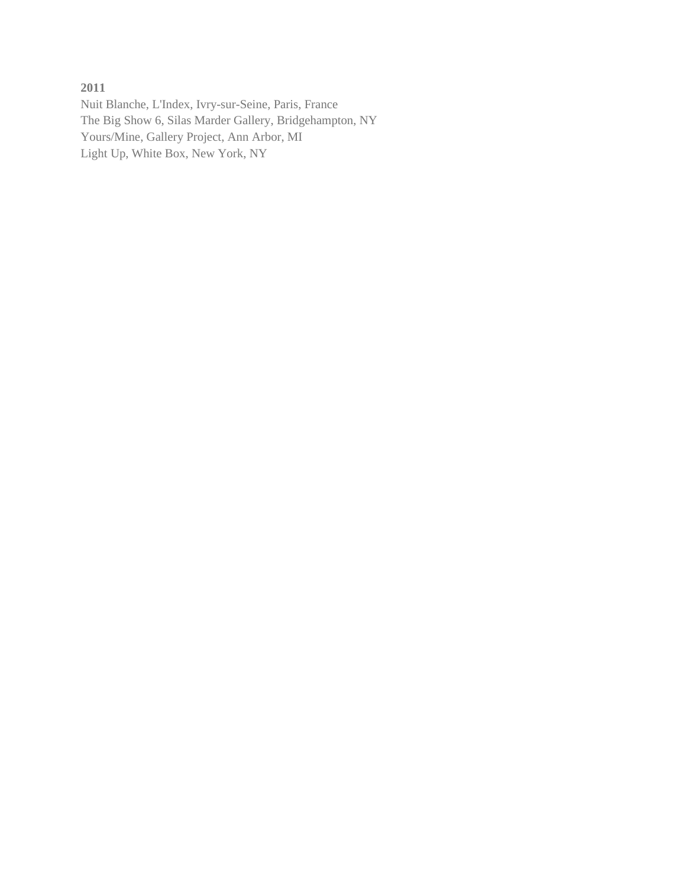**2011**

Nuit Blanche, L'Index, Ivry-sur-Seine, Paris, France
The Big Show 6, Silas Marder Gallery, Bridgehampton, NY
Yours/Mine, Gallery Project, Ann Arbor, MI
Light Up, White Box, New York, NY